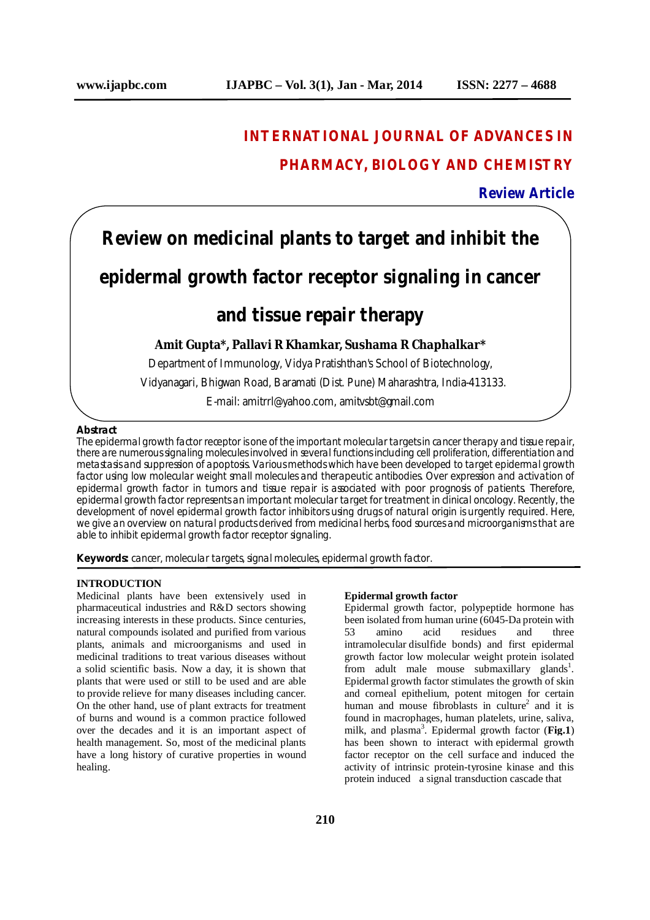# INTERNATIONAL JOURNAL OF ADVANCES IN PHARMACY, BIOLOGY AND CHEMISTRY

**Review Article**

# Review on medicinal plants to target and inhibit the epidermal growth factor receptor signaling in cancer and tissue repair therapy

**Amit Gupta*, Pallavi R Khamkar, Sushama R Chaphalkar***

Department of Immunology, Vidya Pratishthan's School of Biotechnology, Vidyanagari, Bhigwan Road, Baramati (Dist. Pune) Maharashtra, India-413133.

E-mail: amitrrl@yahoo.com, amitvsbt@gmail.com

## Abstract

The epidermal growth factor receptor is one of the important molecular targets in cancer therapy and tissue repair, there are numerous signaling molecules involved in several functions including cell proliferation, differentiation and metastasis and suppression of apoptosis. Various methods which have been developed to target epidermal growth factor using low molecular weight small molecules and therapeutic antibodies. Over expression and activation of epidermal growth factor in tumors and tissue repair is associated with poor prognosis of patients. Therefore, epidermal growth factor represents an important molecular target for treatment in clinical oncology. Recently, the development of novel epidermal growth factor inhibitors using drugs of natural origin is urgently required. Here, we give an overview on natural products derived from medicinal herbs, food sources and microorganisms that are able to inhibit epidermal growth factor receptor signaling.

**Keywords:** cancer, molecular targets, signal molecules, epidermal growth factor.

## INTRODUCTION

Medicinal plants have been extensively used in pharmaceutical industries and R&D sectors showing increasing interests in these products. Since centuries, natural compounds isolated and purified from various plants, animals and microorganisms and used in medicinal traditions to treat various diseases without a solid scientific basis. Now a day, it is shown that plants that were used or still to be used and are able to provide relieve for many diseases including cancer. On the other hand, use of plant extracts for treatment of burns and wound is a common practice followed over the decades and it is an important aspect of health management. So, most of the medicinal plants have a long history of curative properties in wound healing.

### Epidermal growth factor

Epidermal growth factor, polypeptide hormone has been isolated from human urine (6045-Da protein with 53 amino acid residues and three intramolecular disulfide bonds) and first epidermal growth factor low molecular weight protein isolated from adult male mouse submaxillary glands[1]. Epidermal growth factor stimulates the growth of skin and corneal epithelium, potent mitogen for certain human and mouse fibroblasts in culture[2] and it is found in macrophages, human platelets, urine, saliva, milk, and plasma[3]. Epidermal growth factor (**Fig.1**) has been shown to interact with epidermal growth factor receptor on the cell surface and induced the activity of intrinsic protein-tyrosine kinase and this protein induced a signal transduction cascade that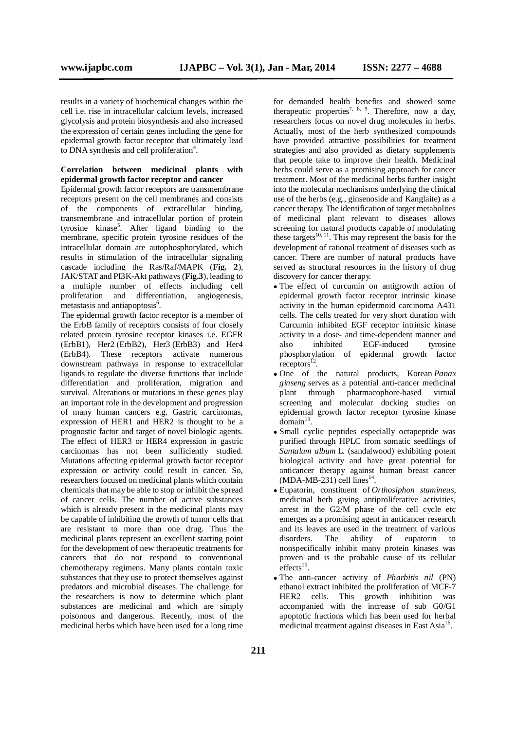results in a variety of biochemical changes within the cell i.e. rise in intracellular calcium levels, increased glycolysis and protein biosynthesis and also increased the expression of certain genes including the gene for epidermal growth factor receptor that ultimately lead to DNA synthesis and cell proliferation[4].

**Correlation between medicinal plants with epidermal growth factor receptor and cancer**

Epidermal growth factor receptors are transmembrane receptors present on the cell membranes and consists of the components of extracellular binding, transmembrane and intracellular portion of protein tyrosine kinase[5]. After ligand binding to the membrane, specific protein tyrosine residues of the intracellular domain are autophosphorylated, which results in stimulation of the intracellular signaling cascade including the Ras/Raf/MAPK (**Fig. 2**), JAK/STAT and PI3K-Akt pathways (**Fig.3**), leading to a multiple number of effects including cell proliferation and differentiation, angiogenesis, metastasis and antiapoptosis[6].

The epidermal growth factor receptor is a member of the ErbB family of receptors consists of four closely related protein tyrosine receptor kinases i.e. EGFR (ErbB1), Her2 (ErbB2), Her3 (ErbB3) and Her4 (ErbB4). These receptors activate numerous downstream pathways in response to extracellular ligands to regulate the diverse functions that include differentiation and proliferation, migration and survival. Alterations or mutations in these genes play an important role in the development and progression of many human cancers e.g. Gastric carcinomas, expression of HER1 and HER2 is thought to be a prognostic factor and target of novel biologic agents. The effect of HER3 or HER4 expression in gastric carcinomas has not been sufficiently studied. Mutations affecting epidermal growth factor receptor expression or activity could result in cancer. So, researchers focused on medicinal plants which contain chemicals that may be able to stop or inhibit the spread of cancer cells. The number of active substances which is already present in the medicinal plants may be capable of inhibiting the growth of tumor cells that are resistant to more than one drug. Thus the medicinal plants represent an excellent starting point for the development of new therapeutic treatments for cancers that do not respond to conventional chemotherapy regimens. Many plants contain toxic substances that they use to protect themselves against predators and microbial diseases. The challenge for the researchers is now to determine which plant substances are medicinal and which are simply poisonous and dangerous. Recently, most of the medicinal herbs which have been used for a long time for demanded health benefits and showed some therapeutic properties[7, 8, 9]. Therefore, now a day, researchers focus on novel drug molecules in herbs. Actually, most of the herb synthesized compounds have provided attractive possibilities for treatment strategies and also provided as dietary supplements that people take to improve their health. Medicinal herbs could serve as a promising approach for cancer treatment. Most of the medicinal herbs further insight into the molecular mechanisms underlying the clinical use of the herbs (e.g., ginsenoside and Kanglaite) as a cancer therapy. The identification of target metabolites of medicinal plant relevant to diseases allows screening for natural products capable of modulating these targets[10, 11]. This may represent the basis for the development of rational treatment of diseases such as cancer. There are number of natural products have served as structural resources in the history of drug discovery for cancer therapy.

- The effect of curcumin on antigrowth action of epidermal growth factor receptor intrinsic kinase activity in the human epidermoid carcinoma A431 cells. The cells treated for very short duration with Curcumin inhibited EGF receptor intrinsic kinase activity in a dose- and time-dependent manner and also inhibited EGF-induced tyrosine phosphorylation of epidermal growth factor receptors[12].
- One of the natural products, Korean *Panax ginseng* serves as a potential anti-cancer medicinal plant through pharmacophore-based virtual screening and molecular docking studies on epidermal growth factor receptor tyrosine kinase domain[13].
- Small cyclic peptides especially octapeptide was purified through HPLC from somatic seedlings of *Santalum album* L. (sandalwood) exhibiting potent biological activity and have great potential for anticancer therapy against human breast cancer (MDA-MB-231) cell lines[14].
- Eupatorin, constituent of *Orthosiphon stamineus,* medicinal herb giving antiproliferative activities, arrest in the G2/M phase of the cell cycle etc emerges as a promising agent in anticancer research and its leaves are used in the treatment of various disorders. The ability of eupatorin to nonspecifically inhibit many protein kinases was proven and is the probable cause of its cellular effects[15].
- The anti-cancer activity of *Pharbitis nil* (PN) ethanol extract inhibited the proliferation of MCF-7 HER2 cells. This growth inhibition was accompanied with the increase of sub G0/G1 apoptotic fractions which has been used for herbal medicinal treatment against diseases in East Asia[16].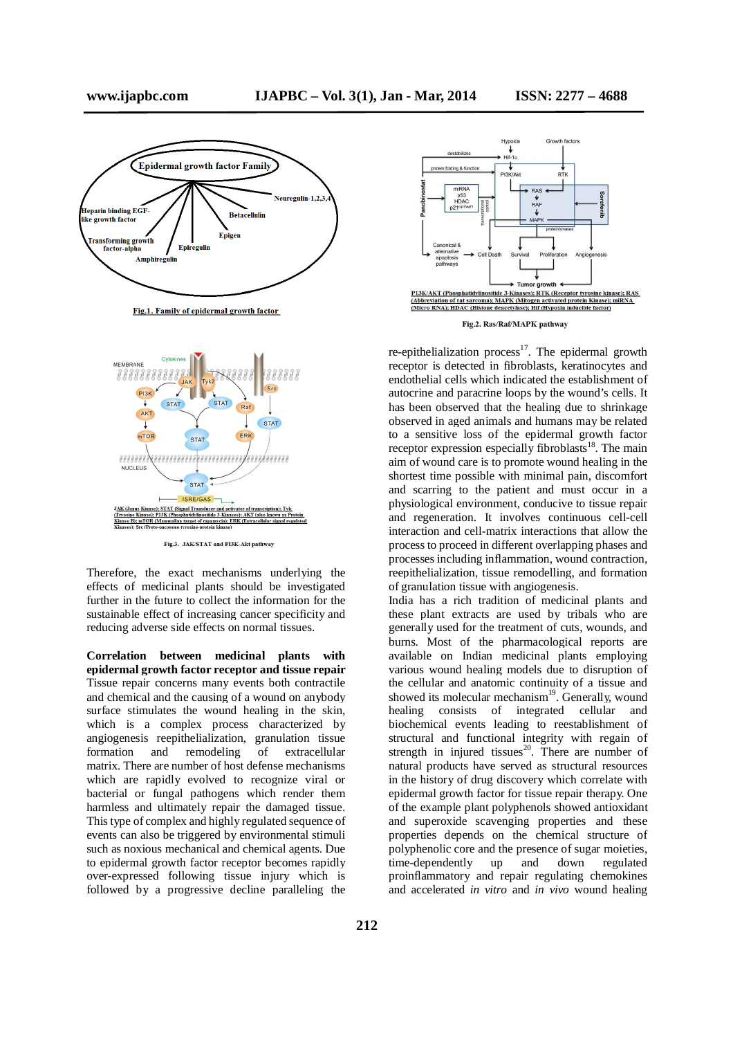Fig.1. Family of epidermal growth factor

P13K/AKT (Phosphatidylinositide 3-Kinases); RTK (Receptor tyrosine kinase); RAS (Abbreviation of rat sarcoma); MAPK (Mitogen activated protein Kinase); miRNA (Micro RNA); HDAC (Histone deacetylase); Hif (Hypoxia inducible factor)

Fig.2. Ras/Raf/MAPK pathway

JAK (Janus Kinase); STAT (Signal Transducer and activator of transcription); Tyk (Tyrosine Kinase); PI3K (Phosphatidylinositide 3-Kinases); AKT (also known as Protein Kinase B); mTOR (Mammalian target of rapamycin); ERK (Extracellular signal regulated Kinases); Src (Proto-oncogene tyrosine-protein kinase)

Fig.3. JAK/STAT and PI3K-Akt pathway

Therefore, the exact mechanisms underlying the effects of medicinal plants should be investigated further in the future to collect the information for the sustainable effect of increasing cancer specificity and reducing adverse side effects on normal tissues.

**Correlation between medicinal plants with epidermal growth factor receptor and tissue repair**

Tissue repair concerns many events both contractile and chemical and the causing of a wound on anybody surface stimulates the wound healing in the skin, which is a complex process characterized by angiogenesis reepithelialization, granulation tissue formation and remodeling of extracellular matrix. There are number of host defense mechanisms which are rapidly evolved to recognize viral or bacterial or fungal pathogens which render them harmless and ultimately repair the damaged tissue. This type of complex and highly regulated sequence of events can also be triggered by environmental stimuli such as noxious mechanical and chemical agents. Due to epidermal growth factor receptor becomes rapidly over-expressed following tissue injury which is followed by a progressive decline paralleling the re-epithelialization process[17]. The epidermal growth receptor is detected in fibroblasts, keratinocytes and endothelial cells which indicated the establishment of autocrine and paracrine loops by the wound's cells. It has been observed that the healing due to shrinkage observed in aged animals and humans may be related to a sensitive loss of the epidermal growth factor receptor expression especially fibroblasts[18]. The main aim of wound care is to promote wound healing in the shortest time possible with minimal pain, discomfort and scarring to the patient and must occur in a physiological environment, conducive to tissue repair and regeneration. It involves continuous cell-cell interaction and cell-matrix interactions that allow the process to proceed in different overlapping phases and processes including inflammation, wound contraction, reepithelialization, tissue remodelling, and formation of granulation tissue with angiogenesis.

India has a rich tradition of medicinal plants and these plant extracts are used by tribals who are generally used for the treatment of cuts, wounds, and burns. Most of the pharmacological reports are available on Indian medicinal plants employing various wound healing models due to disruption of the cellular and anatomic continuity of a tissue and showed its molecular mechanism[19]. Generally, wound healing consists of integrated cellular and biochemical events leading to reestablishment of structural and functional integrity with regain of strength in injured tissues[20]. There are number of natural products have served as structural resources in the history of drug discovery which correlate with epidermal growth factor for tissue repair therapy. One of the example plant polyphenols showed antioxidant and superoxide scavenging properties and these properties depends on the chemical structure of polyphenolic core and the presence of sugar moieties, time-dependently up and down regulated proinflammatory and repair regulating chemokines and accelerated *in vitro* and *in vivo* wound healing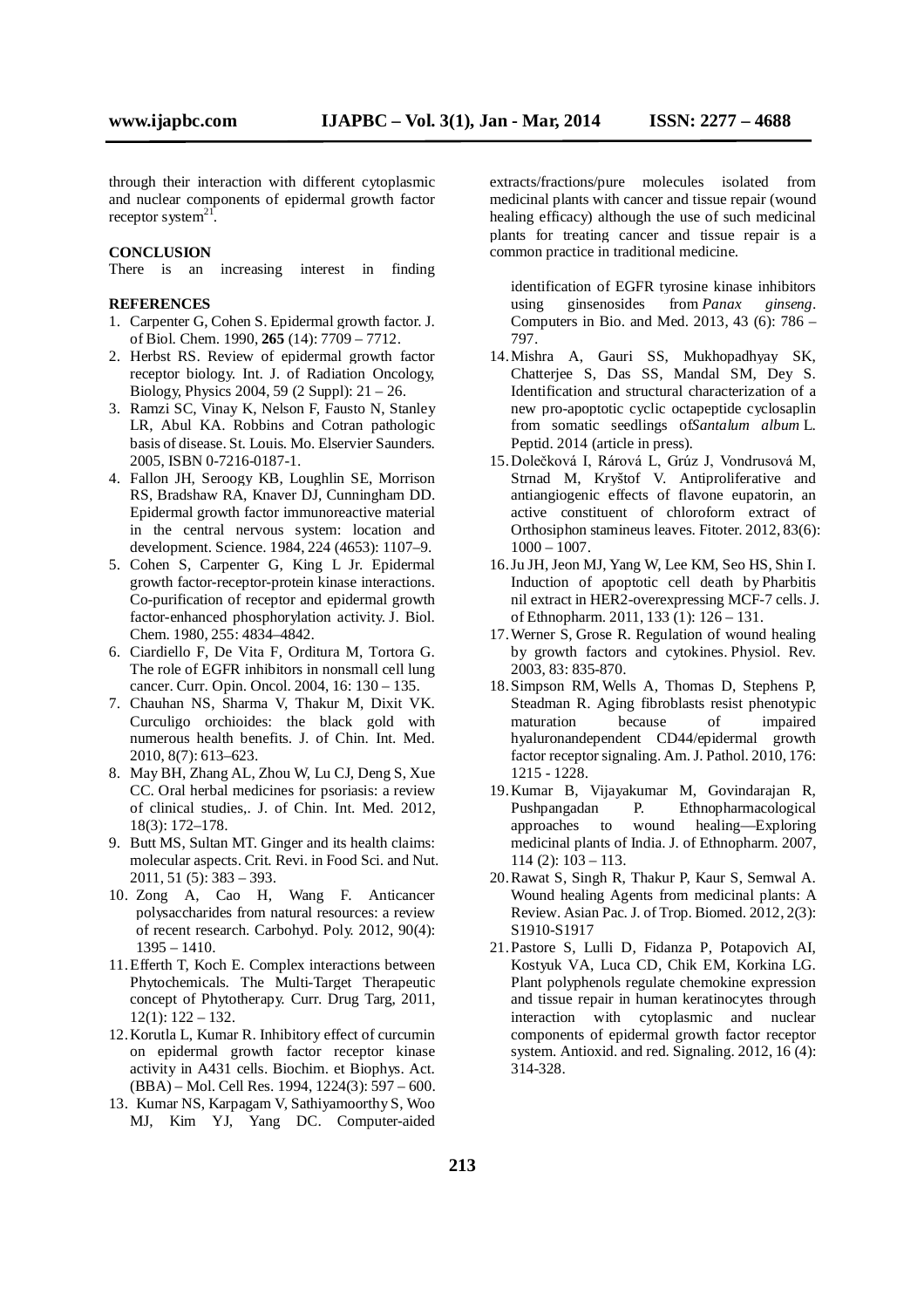through their interaction with different cytoplasmic and nuclear components of epidermal growth factor receptor system[21].

## CONCLUSION

There is an increasing interest in finding extracts/fractions/pure molecules isolated from medicinal plants with cancer and tissue repair (wound healing efficacy) although the use of such medicinal plants for treating cancer and tissue repair is a common practice in traditional medicine.

## REFERENCES

1. Carpenter G, Cohen S. Epidermal growth factor. J. of Biol. Chem. 1990, **265** (14): 7709 – 7712.
2. Herbst RS. Review of epidermal growth factor receptor biology. Int. J. of Radiation Oncology, Biology, Physics 2004, 59 (2 Suppl): 21 – 26.
3. Ramzi SC, Vinay K, Nelson F, Fausto N, Stanley LR, Abul KA. Robbins and Cotran pathologic basis of disease. St. Louis. Mo. Elservier Saunders. 2005, ISBN 0-7216-0187-1.
4. Fallon JH, Seroogy KB, Loughlin SE, Morrison RS, Bradshaw RA, Knaver DJ, Cunningham DD. Epidermal growth factor immunoreactive material in the central nervous system: location and development. Science. 1984, 224 (4653): 1107–9.
5. Cohen S, Carpenter G, King L Jr. Epidermal growth factor-receptor-protein kinase interactions. Co-purification of receptor and epidermal growth factor-enhanced phosphorylation activity. J. Biol. Chem. 1980, 255: 4834–4842.
6. Ciardiello F, De Vita F, Orditura M, Tortora G. The role of EGFR inhibitors in nonsmall cell lung cancer. Curr. Opin. Oncol. 2004, 16: 130 – 135.
7. Chauhan NS, Sharma V, Thakur M, Dixit VK. Curculigo orchioides: the black gold with numerous health benefits. J. of Chin. Int. Med. 2010, 8(7): 613–623.
8. May BH, Zhang AL, Zhou W, Lu CJ, Deng S, Xue CC. Oral herbal medicines for psoriasis: a review of clinical studies,. J. of Chin. Int. Med. 2012, 18(3): 172–178.
9. Butt MS, Sultan MT. Ginger and its health claims: molecular aspects. Crit. Revi. in Food Sci. and Nut. 2011, 51 (5): 383 – 393.
10. Zong A, Cao H, Wang F. Anticancer polysaccharides from natural resources: a review of recent research. Carbohyd. Poly. 2012, 90(4): 1395 – 1410.
11. Efferth T, Koch E. Complex interactions between Phytochemicals. The Multi-Target Therapeutic concept of Phytotherapy. Curr. Drug Targ, 2011, 12(1): 122 – 132.
12. Korutla L, Kumar R. Inhibitory effect of curcumin on epidermal growth factor receptor kinase activity in A431 cells. Biochim. et Biophys. Act. (BBA) – Mol. Cell Res. 1994, 1224(3): 597 – 600.
13. Kumar NS, Karpagam V, Sathiyamoorthy S, Woo MJ, Kim YJ, Yang DC. Computer-aided identification of EGFR tyrosine kinase inhibitors using ginsenosides from *Panax ginseng*. Computers in Bio. and Med. 2013, 43 (6): 786 – 797.
14. Mishra A, Gauri SS, Mukhopadhyay SK, Chatterjee S, Das SS, Mandal SM, Dey S. Identification and structural characterization of a new pro-apoptotic cyclic octapeptide cyclosaplin from somatic seedlings of*Santalum album* L. Peptid. 2014 (article in press).
15. Dolečková I, Rárová L, Grúz J, Vondrusová M, Strnad M, Kryštof V. Antiproliferative and antiangiogenic effects of flavone eupatorin, an active constituent of chloroform extract of Orthosiphon stamineus leaves. Fitoter. 2012, 83(6): 1000 – 1007.
16. Ju JH, Jeon MJ, Yang W, Lee KM, Seo HS, Shin I. Induction of apoptotic cell death by Pharbitis nil extract in HER2-overexpressing MCF-7 cells. J. of Ethnopharm. 2011, 133 (1): 126 – 131.
17. Werner S, Grose R. Regulation of wound healing by growth factors and cytokines. Physiol. Rev. 2003, 83: 835-870.
18. Simpson RM, Wells A, Thomas D, Stephens P, Steadman R. Aging fibroblasts resist phenotypic maturation because of impaired hyaluronandependent CD44/epidermal growth factor receptor signaling. Am. J. Pathol. 2010, 176: 1215 - 1228.
19. Kumar B, Vijayakumar M, Govindarajan R, Pushpangadan P. Ethnopharmacological approaches to wound healing—Exploring medicinal plants of India. J. of Ethnopharm. 2007, 114 (2): 103 – 113.
20. Rawat S, Singh R, Thakur P, Kaur S, Semwal A. Wound healing Agents from medicinal plants: A Review. Asian Pac. J. of Trop. Biomed. 2012, 2(3): S1910-S1917
21. Pastore S, Lulli D, Fidanza P, Potapovich AI, Kostyuk VA, Luca CD, Chik EM, Korkina LG. Plant polyphenols regulate chemokine expression and tissue repair in human keratinocytes through interaction with cytoplasmic and nuclear components of epidermal growth factor receptor system. Antioxid. and red. Signaling. 2012, 16 (4): 314-328.